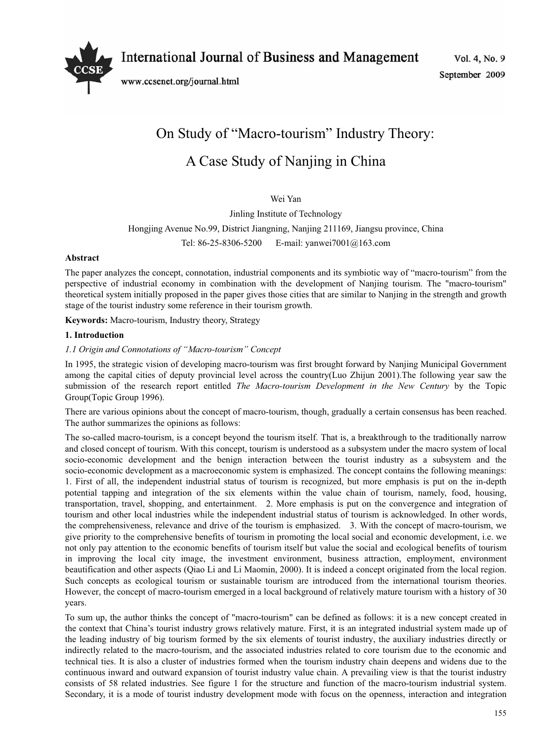# On Study of “Macro-tourism” Industry Theory: A Case Study of Nanjing in China

Wei Yan

Jinling Institute of Technology

Hongjing Avenue No.99, District Jiangning, Nanjing 211169, Jiangsu province, China

Tel: 86-25-8306-5200 E-mail: yanwei7001@163.com

**Abstract**

The paper analyzes the concept, connotation, industrial components and its symbiotic way of “macro-tourism” from the perspective of industrial economy in combination with the development of Nanjing tourism. The "macro-tourism" theoretical system initially proposed in the paper gives those cities that are similar to Nanjing in the strength and growth stage of the tourist industry some reference in their tourism growth.

**Keywords:** Macro-tourism, Industry theory, Strategy

## 1. Introduction

### *1.1 Origin and Connotations of “Macro-tourism” Concept*

In 1995, the strategic vision of developing macro-tourism was first brought forward by Nanjing Municipal Government among the capital cities of deputy provincial level across the country(Luo Zhijun 2001).The following year saw the submission of the research report entitled *The Macro-tourism Development in the New Century* by the Topic Group(Topic Group 1996).

There are various opinions about the concept of macro-tourism, though, gradually a certain consensus has been reached. The author summarizes the opinions as follows:

The so-called macro-tourism, is a concept beyond the tourism itself. That is, a breakthrough to the traditionally narrow and closed concept of tourism. With this concept, tourism is understood as a subsystem under the macro system of local socio-economic development and the benign interaction between the tourist industry as a subsystem and the socio-economic development as a macroeconomic system is emphasized. The concept contains the following meanings: 1. First of all, the independent industrial status of tourism is recognized, but more emphasis is put on the in-depth potential tapping and integration of the six elements within the value chain of tourism, namely, food, housing, transportation, travel, shopping, and entertainment. 2. More emphasis is put on the convergence and integration of tourism and other local industries while the independent industrial status of tourism is acknowledged. In other words, the comprehensiveness, relevance and drive of the tourism is emphasized. 3. With the concept of macro-tourism, we give priority to the comprehensive benefits of tourism in promoting the local social and economic development, i.e. we not only pay attention to the economic benefits of tourism itself but value the social and ecological benefits of tourism in improving the local city image, the investment environment, business attraction, employment, environment beautification and other aspects (Qiao Li and Li Maomin, 2000). It is indeed a concept originated from the local region. Such concepts as ecological tourism or sustainable tourism are introduced from the international tourism theories. However, the concept of macro-tourism emerged in a local background of relatively mature tourism with a history of 30 years.

To sum up, the author thinks the concept of "macro-tourism" can be defined as follows: it is a new concept created in the context that China’s tourist industry grows relatively mature. First, it is an integrated industrial system made up of the leading industry of big tourism formed by the six elements of tourist industry, the auxiliary industries directly or indirectly related to the macro-tourism, and the associated industries related to core tourism due to the economic and technical ties. It is also a cluster of industries formed when the tourism industry chain deepens and widens due to the continuous inward and outward expansion of tourist industry value chain. A prevailing view is that the tourist industry consists of 58 related industries. See figure 1 for the structure and function of the macro-tourism industrial system. Secondary, it is a mode of tourist industry development mode with focus on the openness, interaction and integration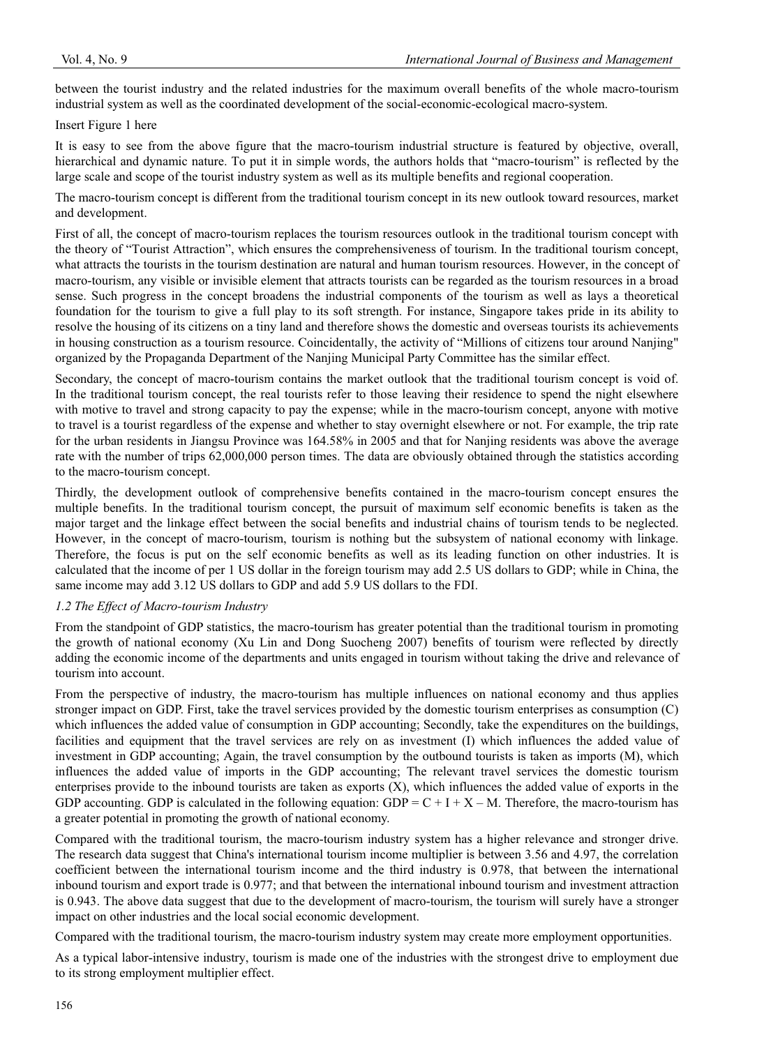between the tourist industry and the related industries for the maximum overall benefits of the whole macro-tourism industrial system as well as the coordinated development of the social-economic-ecological macro-system.

Insert Figure 1 here

It is easy to see from the above figure that the macro-tourism industrial structure is featured by objective, overall, hierarchical and dynamic nature. To put it in simple words, the authors holds that "macro-tourism" is reflected by the large scale and scope of the tourist industry system as well as its multiple benefits and regional cooperation.

The macro-tourism concept is different from the traditional tourism concept in its new outlook toward resources, market and development.

First of all, the concept of macro-tourism replaces the tourism resources outlook in the traditional tourism concept with the theory of "Tourist Attraction", which ensures the comprehensiveness of tourism. In the traditional tourism concept, what attracts the tourists in the tourism destination are natural and human tourism resources. However, in the concept of macro-tourism, any visible or invisible element that attracts tourists can be regarded as the tourism resources in a broad sense. Such progress in the concept broadens the industrial components of the tourism as well as lays a theoretical foundation for the tourism to give a full play to its soft strength. For instance, Singapore takes pride in its ability to resolve the housing of its citizens on a tiny land and therefore shows the domestic and overseas tourists its achievements in housing construction as a tourism resource. Coincidentally, the activity of "Millions of citizens tour around Nanjing" organized by the Propaganda Department of the Nanjing Municipal Party Committee has the similar effect.

Secondary, the concept of macro-tourism contains the market outlook that the traditional tourism concept is void of. In the traditional tourism concept, the real tourists refer to those leaving their residence to spend the night elsewhere with motive to travel and strong capacity to pay the expense; while in the macro-tourism concept, anyone with motive to travel is a tourist regardless of the expense and whether to stay overnight elsewhere or not. For example, the trip rate for the urban residents in Jiangsu Province was 164.58% in 2005 and that for Nanjing residents was above the average rate with the number of trips 62,000,000 person times. The data are obviously obtained through the statistics according to the macro-tourism concept.

Thirdly, the development outlook of comprehensive benefits contained in the macro-tourism concept ensures the multiple benefits. In the traditional tourism concept, the pursuit of maximum self economic benefits is taken as the major target and the linkage effect between the social benefits and industrial chains of tourism tends to be neglected. However, in the concept of macro-tourism, tourism is nothing but the subsystem of national economy with linkage. Therefore, the focus is put on the self economic benefits as well as its leading function on other industries. It is calculated that the income of per 1 US dollar in the foreign tourism may add 2.5 US dollars to GDP; while in China, the same income may add 3.12 US dollars to GDP and add 5.9 US dollars to the FDI.

### *1.2 The Effect of Macro-tourism Industry*

From the standpoint of GDP statistics, the macro-tourism has greater potential than the traditional tourism in promoting the growth of national economy (Xu Lin and Dong Suocheng 2007) benefits of tourism were reflected by directly adding the economic income of the departments and units engaged in tourism without taking the drive and relevance of tourism into account.

From the perspective of industry, the macro-tourism has multiple influences on national economy and thus applies stronger impact on GDP. First, take the travel services provided by the domestic tourism enterprises as consumption (C) which influences the added value of consumption in GDP accounting; Secondly, take the expenditures on the buildings, facilities and equipment that the travel services are rely on as investment (I) which influences the added value of investment in GDP accounting; Again, the travel consumption by the outbound tourists is taken as imports (M), which influences the added value of imports in the GDP accounting; The relevant travel services the domestic tourism enterprises provide to the inbound tourists are taken as exports (X), which influences the added value of exports in the GDP accounting. GDP is calculated in the following equation: $GDP = C + I + X - M$. Therefore, the macro-tourism has a greater potential in promoting the growth of national economy.

Compared with the traditional tourism, the macro-tourism industry system has a higher relevance and stronger drive. The research data suggest that China's international tourism income multiplier is between 3.56 and 4.97, the correlation coefficient between the international tourism income and the third industry is 0.978, that between the international inbound tourism and export trade is 0.977; and that between the international inbound tourism and investment attraction is 0.943. The above data suggest that due to the development of macro-tourism, the tourism will surely have a stronger impact on other industries and the local social economic development.

Compared with the traditional tourism, the macro-tourism industry system may create more employment opportunities.

As a typical labor-intensive industry, tourism is made one of the industries with the strongest drive to employment due to its strong employment multiplier effect.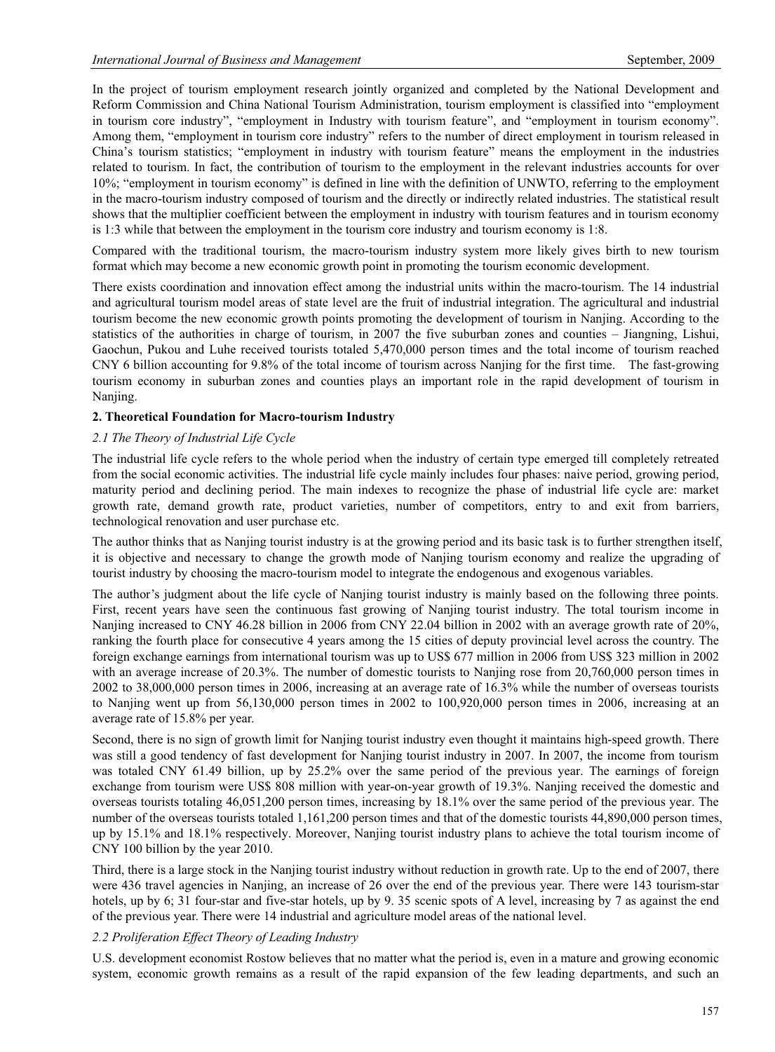In the project of tourism employment research jointly organized and completed by the National Development and Reform Commission and China National Tourism Administration, tourism employment is classified into "employment in tourism core industry", "employment in Industry with tourism feature", and "employment in tourism economy". Among them, "employment in tourism core industry" refers to the number of direct employment in tourism released in China's tourism statistics; "employment in industry with tourism feature" means the employment in the industries related to tourism. In fact, the contribution of tourism to the employment in the relevant industries accounts for over 10%; "employment in tourism economy" is defined in line with the definition of UNWTO, referring to the employment in the macro-tourism industry composed of tourism and the directly or indirectly related industries. The statistical result shows that the multiplier coefficient between the employment in industry with tourism features and in tourism economy is 1:3 while that between the employment in the tourism core industry and tourism economy is 1:8.

Compared with the traditional tourism, the macro-tourism industry system more likely gives birth to new tourism format which may become a new economic growth point in promoting the tourism economic development.

There exists coordination and innovation effect among the industrial units within the macro-tourism. The 14 industrial and agricultural tourism model areas of state level are the fruit of industrial integration. The agricultural and industrial tourism become the new economic growth points promoting the development of tourism in Nanjing. According to the statistics of the authorities in charge of tourism, in 2007 the five suburban zones and counties – Jiangning, Lishui, Gaochun, Pukou and Luhe received tourists totaled 5,470,000 person times and the total income of tourism reached CNY 6 billion accounting for 9.8% of the total income of tourism across Nanjing for the first time. The fast-growing tourism economy in suburban zones and counties plays an important role in the rapid development of tourism in Nanjing.

## 2. Theoretical Foundation for Macro-tourism Industry

### *2.1 The Theory of Industrial Life Cycle*

The industrial life cycle refers to the whole period when the industry of certain type emerged till completely retreated from the social economic activities. The industrial life cycle mainly includes four phases: naive period, growing period, maturity period and declining period. The main indexes to recognize the phase of industrial life cycle are: market growth rate, demand growth rate, product varieties, number of competitors, entry to and exit from barriers, technological renovation and user purchase etc.

The author thinks that as Nanjing tourist industry is at the growing period and its basic task is to further strengthen itself, it is objective and necessary to change the growth mode of Nanjing tourism economy and realize the upgrading of tourist industry by choosing the macro-tourism model to integrate the endogenous and exogenous variables.

The author's judgment about the life cycle of Nanjing tourist industry is mainly based on the following three points. First, recent years have seen the continuous fast growing of Nanjing tourist industry. The total tourism income in Nanjing increased to CNY 46.28 billion in 2006 from CNY 22.04 billion in 2002 with an average growth rate of 20%, ranking the fourth place for consecutive 4 years among the 15 cities of deputy provincial level across the country. The foreign exchange earnings from international tourism was up to US$ 677 million in 2006 from US$ 323 million in 2002 with an average increase of 20.3%. The number of domestic tourists to Nanjing rose from 20,760,000 person times in 2002 to 38,000,000 person times in 2006, increasing at an average rate of 16.3% while the number of overseas tourists to Nanjing went up from 56,130,000 person times in 2002 to 100,920,000 person times in 2006, increasing at an average rate of 15.8% per year.

Second, there is no sign of growth limit for Nanjing tourist industry even thought it maintains high-speed growth. There was still a good tendency of fast development for Nanjing tourist industry in 2007. In 2007, the income from tourism was totaled CNY 61.49 billion, up by 25.2% over the same period of the previous year. The earnings of foreign exchange from tourism were US$ 808 million with year-on-year growth of 19.3%. Nanjing received the domestic and overseas tourists totaling 46,051,200 person times, increasing by 18.1% over the same period of the previous year. The number of the overseas tourists totaled 1,161,200 person times and that of the domestic tourists 44,890,000 person times, up by 15.1% and 18.1% respectively. Moreover, Nanjing tourist industry plans to achieve the total tourism income of CNY 100 billion by the year 2010.

Third, there is a large stock in the Nanjing tourist industry without reduction in growth rate. Up to the end of 2007, there were 436 travel agencies in Nanjing, an increase of 26 over the end of the previous year. There were 143 tourism-star hotels, up by 6; 31 four-star and five-star hotels, up by 9. 35 scenic spots of A level, increasing by 7 as against the end of the previous year. There were 14 industrial and agriculture model areas of the national level.

### *2.2 Proliferation Effect Theory of Leading Industry*

U.S. development economist Rostow believes that no matter what the period is, even in a mature and growing economic system, economic growth remains as a result of the rapid expansion of the few leading departments, and such an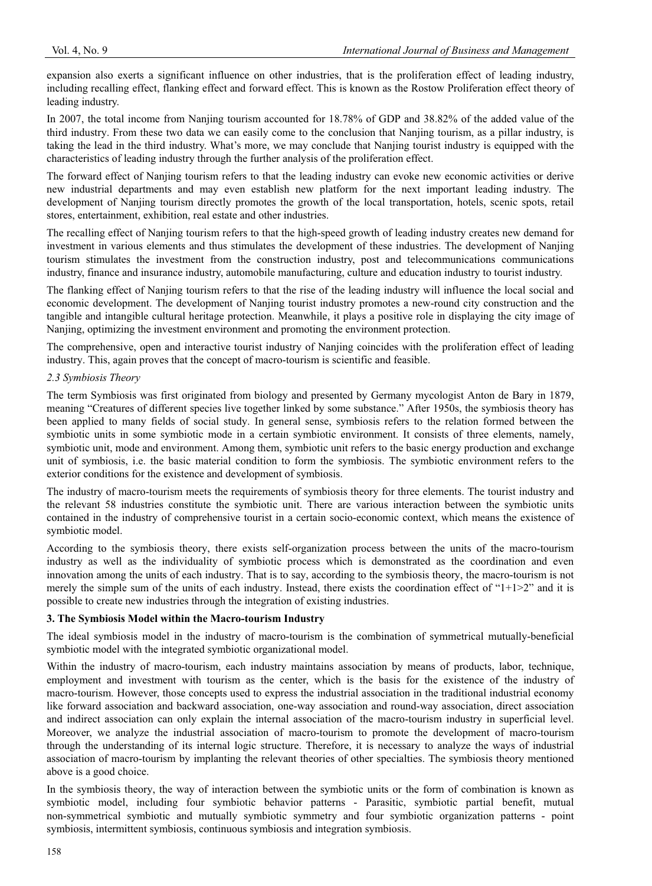expansion also exerts a significant influence on other industries, that is the proliferation effect of leading industry, including recalling effect, flanking effect and forward effect. This is known as the Rostow Proliferation effect theory of leading industry.

In 2007, the total income from Nanjing tourism accounted for 18.78% of GDP and 38.82% of the added value of the third industry. From these two data we can easily come to the conclusion that Nanjing tourism, as a pillar industry, is taking the lead in the third industry. What's more, we may conclude that Nanjing tourist industry is equipped with the characteristics of leading industry through the further analysis of the proliferation effect.

The forward effect of Nanjing tourism refers to that the leading industry can evoke new economic activities or derive new industrial departments and may even establish new platform for the next important leading industry. The development of Nanjing tourism directly promotes the growth of the local transportation, hotels, scenic spots, retail stores, entertainment, exhibition, real estate and other industries.

The recalling effect of Nanjing tourism refers to that the high-speed growth of leading industry creates new demand for investment in various elements and thus stimulates the development of these industries. The development of Nanjing tourism stimulates the investment from the construction industry, post and telecommunications communications industry, finance and insurance industry, automobile manufacturing, culture and education industry to tourist industry.

The flanking effect of Nanjing tourism refers to that the rise of the leading industry will influence the local social and economic development. The development of Nanjing tourist industry promotes a new-round city construction and the tangible and intangible cultural heritage protection. Meanwhile, it plays a positive role in displaying the city image of Nanjing, optimizing the investment environment and promoting the environment protection.

The comprehensive, open and interactive tourist industry of Nanjing coincides with the proliferation effect of leading industry. This, again proves that the concept of macro-tourism is scientific and feasible.

### *2.3 Symbiosis Theory*

The term Symbiosis was first originated from biology and presented by Germany mycologist Anton de Bary in 1879, meaning "Creatures of different species live together linked by some substance." After 1950s, the symbiosis theory has been applied to many fields of social study. In general sense, symbiosis refers to the relation formed between the symbiotic units in some symbiotic mode in a certain symbiotic environment. It consists of three elements, namely, symbiotic unit, mode and environment. Among them, symbiotic unit refers to the basic energy production and exchange unit of symbiosis, i.e. the basic material condition to form the symbiosis. The symbiotic environment refers to the exterior conditions for the existence and development of symbiosis.

The industry of macro-tourism meets the requirements of symbiosis theory for three elements. The tourist industry and the relevant 58 industries constitute the symbiotic unit. There are various interaction between the symbiotic units contained in the industry of comprehensive tourist in a certain socio-economic context, which means the existence of symbiotic model.

According to the symbiosis theory, there exists self-organization process between the units of the macro-tourism industry as well as the individuality of symbiotic process which is demonstrated as the coordination and even innovation among the units of each industry. That is to say, according to the symbiosis theory, the macro-tourism is not merely the simple sum of the units of each industry. Instead, there exists the coordination effect of "1+1>2" and it is possible to create new industries through the integration of existing industries.

## 3. The Symbiosis Model within the Macro-tourism Industry

The ideal symbiosis model in the industry of macro-tourism is the combination of symmetrical mutually-beneficial symbiotic model with the integrated symbiotic organizational model.

Within the industry of macro-tourism, each industry maintains association by means of products, labor, technique, employment and investment with tourism as the center, which is the basis for the existence of the industry of macro-tourism. However, those concepts used to express the industrial association in the traditional industrial economy like forward association and backward association, one-way association and round-way association, direct association and indirect association can only explain the internal association of the macro-tourism industry in superficial level. Moreover, we analyze the industrial association of macro-tourism to promote the development of macro-tourism through the understanding of its internal logic structure. Therefore, it is necessary to analyze the ways of industrial association of macro-tourism by implanting the relevant theories of other specialties. The symbiosis theory mentioned above is a good choice.

In the symbiosis theory, the way of interaction between the symbiotic units or the form of combination is known as symbiotic model, including four symbiotic behavior patterns - Parasitic, symbiotic partial benefit, mutual non-symmetrical symbiotic and mutually symbiotic symmetry and four symbiotic organization patterns - point symbiosis, intermittent symbiosis, continuous symbiosis and integration symbiosis.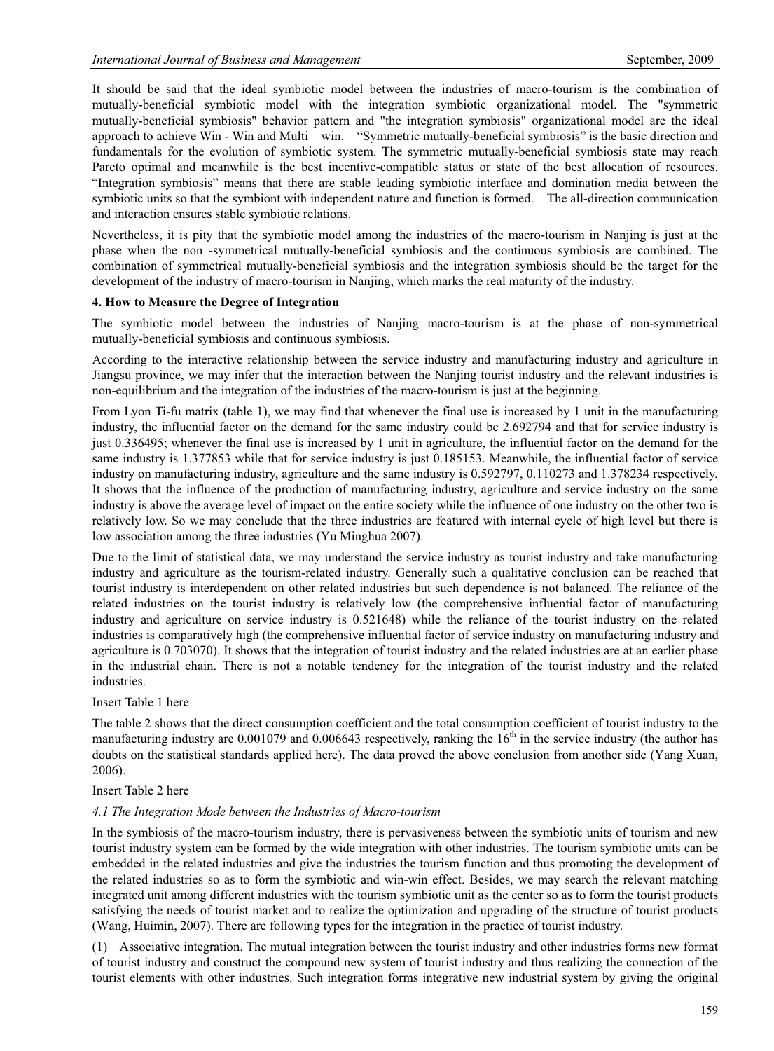It should be said that the ideal symbiotic model between the industries of macro-tourism is the combination of mutually-beneficial symbiotic model with the integration symbiotic organizational model. The "symmetric mutually-beneficial symbiosis" behavior pattern and "the integration symbiosis" organizational model are the ideal approach to achieve Win - Win and Multi – win. "Symmetric mutually-beneficial symbiosis" is the basic direction and fundamentals for the evolution of symbiotic system. The symmetric mutually-beneficial symbiosis state may reach Pareto optimal and meanwhile is the best incentive-compatible status or state of the best allocation of resources. "Integration symbiosis" means that there are stable leading symbiotic interface and domination media between the symbiotic units so that the symbiont with independent nature and function is formed. The all-direction communication and interaction ensures stable symbiotic relations.

Nevertheless, it is pity that the symbiotic model among the industries of the macro-tourism in Nanjing is just at the phase when the non -symmetrical mutually-beneficial symbiosis and the continuous symbiosis are combined. The combination of symmetrical mutually-beneficial symbiosis and the integration symbiosis should be the target for the development of the industry of macro-tourism in Nanjing, which marks the real maturity of the industry.

### 4. How to Measure the Degree of Integration

The symbiotic model between the industries of Nanjing macro-tourism is at the phase of non-symmetrical mutually-beneficial symbiosis and continuous symbiosis.

According to the interactive relationship between the service industry and manufacturing industry and agriculture in Jiangsu province, we may infer that the interaction between the Nanjing tourist industry and the relevant industries is non-equilibrium and the integration of the industries of the macro-tourism is just at the beginning.

From Lyon Ti-fu matrix (table 1), we may find that whenever the final use is increased by 1 unit in the manufacturing industry, the influential factor on the demand for the same industry could be 2.692794 and that for service industry is just 0.336495; whenever the final use is increased by 1 unit in agriculture, the influential factor on the demand for the same industry is 1.377853 while that for service industry is just 0.185153. Meanwhile, the influential factor of service industry on manufacturing industry, agriculture and the same industry is 0.592797, 0.110273 and 1.378234 respectively. It shows that the influence of the production of manufacturing industry, agriculture and service industry on the same industry is above the average level of impact on the entire society while the influence of one industry on the other two is relatively low. So we may conclude that the three industries are featured with internal cycle of high level but there is low association among the three industries (Yu Minghua 2007).

Due to the limit of statistical data, we may understand the service industry as tourist industry and take manufacturing industry and agriculture as the tourism-related industry. Generally such a qualitative conclusion can be reached that tourist industry is interdependent on other related industries but such dependence is not balanced. The reliance of the related industries on the tourist industry is relatively low (the comprehensive influential factor of manufacturing industry and agriculture on service industry is 0.521648) while the reliance of the tourist industry on the related industries is comparatively high (the comprehensive influential factor of service industry on manufacturing industry and agriculture is 0.703070). It shows that the integration of tourist industry and the related industries are at an earlier phase in the industrial chain. There is not a notable tendency for the integration of the tourist industry and the related industries.

Insert Table 1 here

The table 2 shows that the direct consumption coefficient and the total consumption coefficient of tourist industry to the manufacturing industry are 0.001079 and 0.006643 respectively, ranking the 16th in the service industry (the author has doubts on the statistical standards applied here). The data proved the above conclusion from another side (Yang Xuan, 2006).

Insert Table 2 here

#### *4.1 The Integration Mode between the Industries of Macro-tourism*

In the symbiosis of the macro-tourism industry, there is pervasiveness between the symbiotic units of tourism and new tourist industry system can be formed by the wide integration with other industries. The tourism symbiotic units can be embedded in the related industries and give the industries the tourism function and thus promoting the development of the related industries so as to form the symbiotic and win-win effect. Besides, we may search the relevant matching integrated unit among different industries with the tourism symbiotic unit as the center so as to form the tourist products satisfying the needs of tourist market and to realize the optimization and upgrading of the structure of tourist products (Wang, Huimin, 2007). There are following types for the integration in the practice of tourist industry.

(1) Associative integration. The mutual integration between the tourist industry and other industries forms new format of tourist industry and construct the compound new system of tourist industry and thus realizing the connection of the tourist elements with other industries. Such integration forms integrative new industrial system by giving the original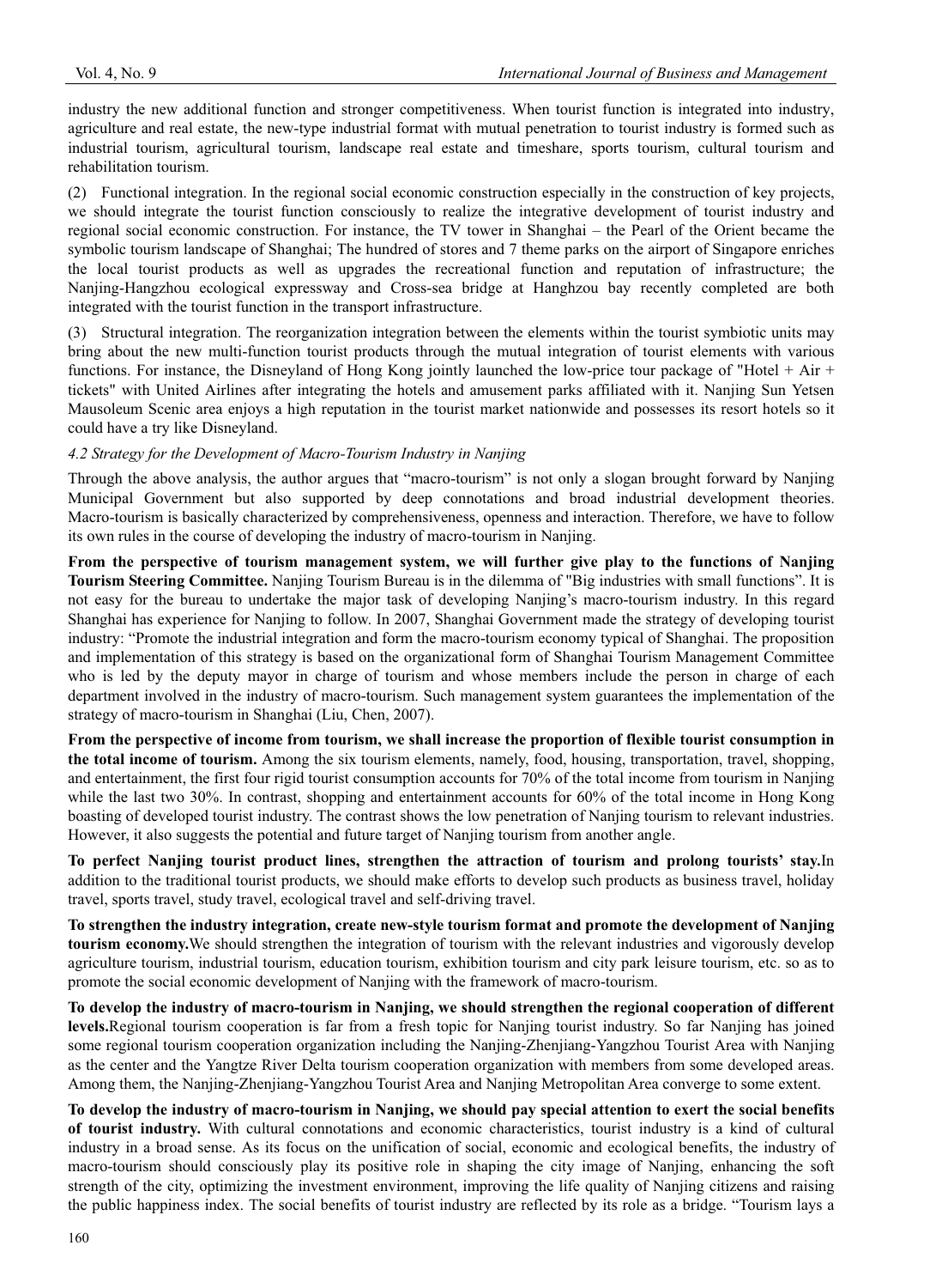industry the new additional function and stronger competitiveness. When tourist function is integrated into industry, agriculture and real estate, the new-type industrial format with mutual penetration to tourist industry is formed such as industrial tourism, agricultural tourism, landscape real estate and timeshare, sports tourism, cultural tourism and rehabilitation tourism.

(2) Functional integration. In the regional social economic construction especially in the construction of key projects, we should integrate the tourist function consciously to realize the integrative development of tourist industry and regional social economic construction. For instance, the TV tower in Shanghai – the Pearl of the Orient became the symbolic tourism landscape of Shanghai; The hundred of stores and 7 theme parks on the airport of Singapore enriches the local tourist products as well as upgrades the recreational function and reputation of infrastructure; the Nanjing-Hangzhou ecological expressway and Cross-sea bridge at Hanghzou bay recently completed are both integrated with the tourist function in the transport infrastructure.

(3) Structural integration. The reorganization integration between the elements within the tourist symbiotic units may bring about the new multi-function tourist products through the mutual integration of tourist elements with various functions. For instance, the Disneyland of Hong Kong jointly launched the low-price tour package of "Hotel + Air + tickets" with United Airlines after integrating the hotels and amusement parks affiliated with it. Nanjing Sun Yetsen Mausoleum Scenic area enjoys a high reputation in the tourist market nationwide and possesses its resort hotels so it could have a try like Disneyland.

### *4.2 Strategy for the Development of Macro-Tourism Industry in Nanjing*

Through the above analysis, the author argues that "macro-tourism" is not only a slogan brought forward by Nanjing Municipal Government but also supported by deep connotations and broad industrial development theories. Macro-tourism is basically characterized by comprehensiveness, openness and interaction. Therefore, we have to follow its own rules in the course of developing the industry of macro-tourism in Nanjing.

**From the perspective of tourism management system, we will further give play to the functions of Nanjing Tourism Steering Committee.** Nanjing Tourism Bureau is in the dilemma of "Big industries with small functions". It is not easy for the bureau to undertake the major task of developing Nanjing's macro-tourism industry. In this regard Shanghai has experience for Nanjing to follow. In 2007, Shanghai Government made the strategy of developing tourist industry: "Promote the industrial integration and form the macro-tourism economy typical of Shanghai. The proposition and implementation of this strategy is based on the organizational form of Shanghai Tourism Management Committee who is led by the deputy mayor in charge of tourism and whose members include the person in charge of each department involved in the industry of macro-tourism. Such management system guarantees the implementation of the strategy of macro-tourism in Shanghai (Liu, Chen, 2007).

**From the perspective of income from tourism, we shall increase the proportion of flexible tourist consumption in the total income of tourism.** Among the six tourism elements, namely, food, housing, transportation, travel, shopping, and entertainment, the first four rigid tourist consumption accounts for 70% of the total income from tourism in Nanjing while the last two 30%. In contrast, shopping and entertainment accounts for 60% of the total income in Hong Kong boasting of developed tourist industry. The contrast shows the low penetration of Nanjing tourism to relevant industries. However, it also suggests the potential and future target of Nanjing tourism from another angle.

**To perfect Nanjing tourist product lines, strengthen the attraction of tourism and prolong tourists' stay.** In addition to the traditional tourist products, we should make efforts to develop such products as business travel, holiday travel, sports travel, study travel, ecological travel and self-driving travel.

**To strengthen the industry integration, create new-style tourism format and promote the development of Nanjing tourism economy.** We should strengthen the integration of tourism with the relevant industries and vigorously develop agriculture tourism, industrial tourism, education tourism, exhibition tourism and city park leisure tourism, etc. so as to promote the social economic development of Nanjing with the framework of macro-tourism.

**To develop the industry of macro-tourism in Nanjing, we should strengthen the regional cooperation of different levels.** Regional tourism cooperation is far from a fresh topic for Nanjing tourist industry. So far Nanjing has joined some regional tourism cooperation organization including the Nanjing-Zhenjiang-Yangzhou Tourist Area with Nanjing as the center and the Yangtze River Delta tourism cooperation organization with members from some developed areas. Among them, the Nanjing-Zhenjiang-Yangzhou Tourist Area and Nanjing Metropolitan Area converge to some extent.

**To develop the industry of macro-tourism in Nanjing, we should pay special attention to exert the social benefits of tourist industry.** With cultural connotations and economic characteristics, tourist industry is a kind of cultural industry in a broad sense. As its focus on the unification of social, economic and ecological benefits, the industry of macro-tourism should consciously play its positive role in shaping the city image of Nanjing, enhancing the soft strength of the city, optimizing the investment environment, improving the life quality of Nanjing citizens and raising the public happiness index. The social benefits of tourist industry are reflected by its role as a bridge. "Tourism lays a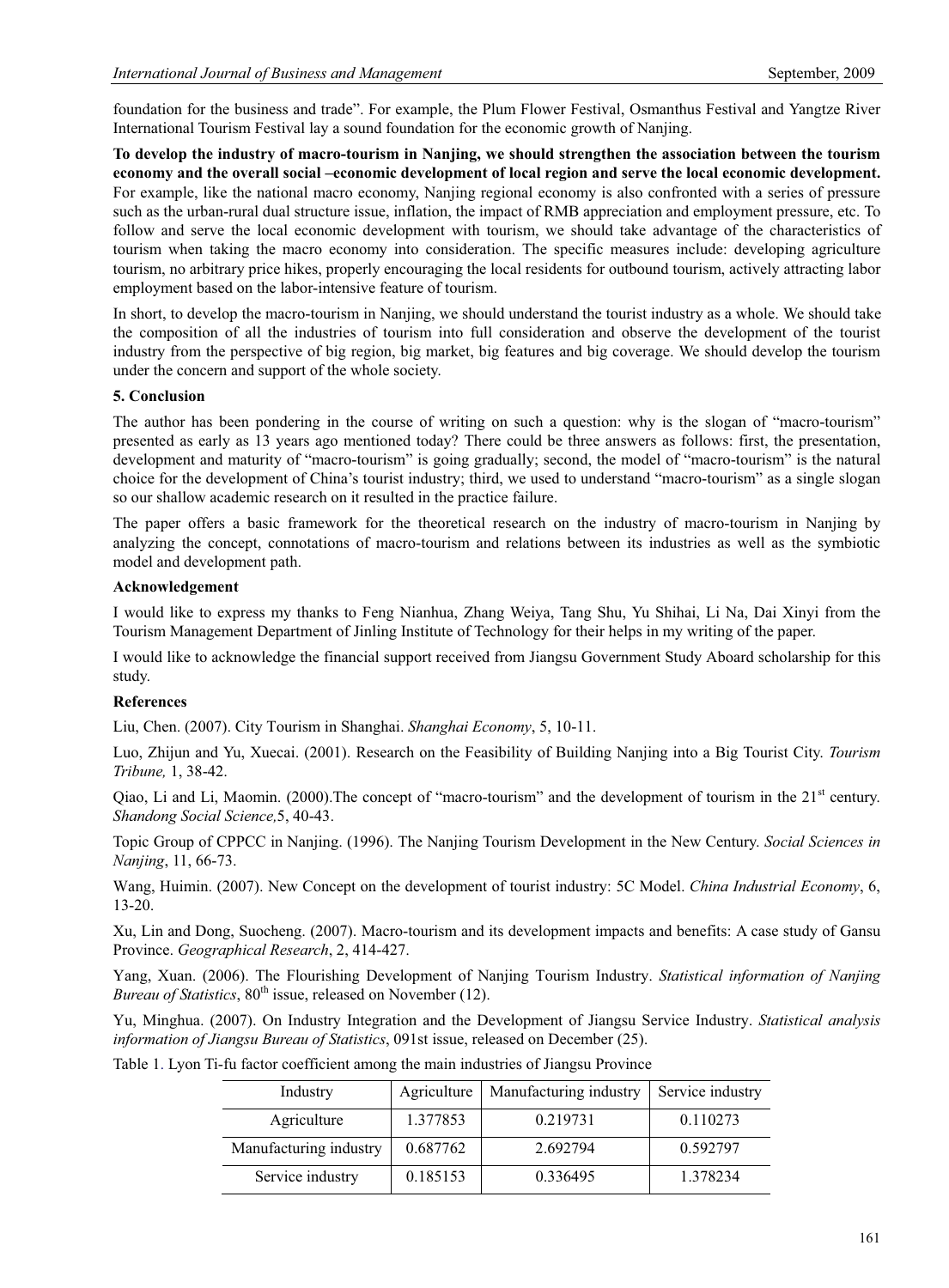foundation for the business and trade". For example, the Plum Flower Festival, Osmanthus Festival and Yangtze River International Tourism Festival lay a sound foundation for the economic growth of Nanjing.

**To develop the industry of macro-tourism in Nanjing, we should strengthen the association between the tourism economy and the overall social –economic development of local region and serve the local economic development.** For example, like the national macro economy, Nanjing regional economy is also confronted with a series of pressure such as the urban-rural dual structure issue, inflation, the impact of RMB appreciation and employment pressure, etc. To follow and serve the local economic development with tourism, we should take advantage of the characteristics of tourism when taking the macro economy into consideration. The specific measures include: developing agriculture tourism, no arbitrary price hikes, properly encouraging the local residents for outbound tourism, actively attracting labor employment based on the labor-intensive feature of tourism.

In short, to develop the macro-tourism in Nanjing, we should understand the tourist industry as a whole. We should take the composition of all the industries of tourism into full consideration and observe the development of the tourist industry from the perspective of big region, big market, big features and big coverage. We should develop the tourism under the concern and support of the whole society.

## 5. Conclusion

The author has been pondering in the course of writing on such a question: why is the slogan of "macro-tourism" presented as early as 13 years ago mentioned today? There could be three answers as follows: first, the presentation, development and maturity of "macro-tourism" is going gradually; second, the model of "macro-tourism" is the natural choice for the development of China's tourist industry; third, we used to understand "macro-tourism" as a single slogan so our shallow academic research on it resulted in the practice failure.

The paper offers a basic framework for the theoretical research on the industry of macro-tourism in Nanjing by analyzing the concept, connotations of macro-tourism and relations between its industries as well as the symbiotic model and development path.

## Acknowledgement

I would like to express my thanks to Feng Nianhua, Zhang Weiya, Tang Shu, Yu Shihai, Li Na, Dai Xinyi from the Tourism Management Department of Jinling Institute of Technology for their helps in my writing of the paper.

I would like to acknowledge the financial support received from Jiangsu Government Study Aboard scholarship for this study.

## References

Liu, Chen. (2007). City Tourism in Shanghai. *Shanghai Economy*, 5, 10-11.

Luo, Zhijun and Yu, Xuecai. (2001). Research on the Feasibility of Building Nanjing into a Big Tourist City. *Tourism Tribune,* 1, 38-42.

Qiao, Li and Li, Maomin. (2000).The concept of "macro-tourism" and the development of tourism in the 21st century. *Shandong Social Science,*5, 40-43.

Topic Group of CPPCC in Nanjing. (1996). The Nanjing Tourism Development in the New Century. *Social Sciences in Nanjing*, 11, 66-73.

Wang, Huimin. (2007). New Concept on the development of tourist industry: 5C Model. *China Industrial Economy*, 6, 13-20.

Xu, Lin and Dong, Suocheng. (2007). Macro-tourism and its development impacts and benefits: A case study of Gansu Province. *Geographical Research*, 2, 414-427.

Yang, Xuan. (2006). The Flourishing Development of Nanjing Tourism Industry. *Statistical information of Nanjing Bureau of Statistics*, 80th issue, released on November (12).

Yu, Minghua. (2007). On Industry Integration and the Development of Jiangsu Service Industry. *Statistical analysis information of Jiangsu Bureau of Statistics*, 091st issue, released on December (25).

Table 1. Lyon Ti-fu factor coefficient among the main industries of Jiangsu Province

| Industry | Agriculture | Manufacturing industry | Service industry |
|---|---|---|---|
| Agriculture | 1.377853 | 0.219731 | 0.110273 |
| Manufacturing industry | 0.687762 | 2.692794 | 0.592797 |
| Service industry | 0.185153 | 0.336495 | 1.378234 |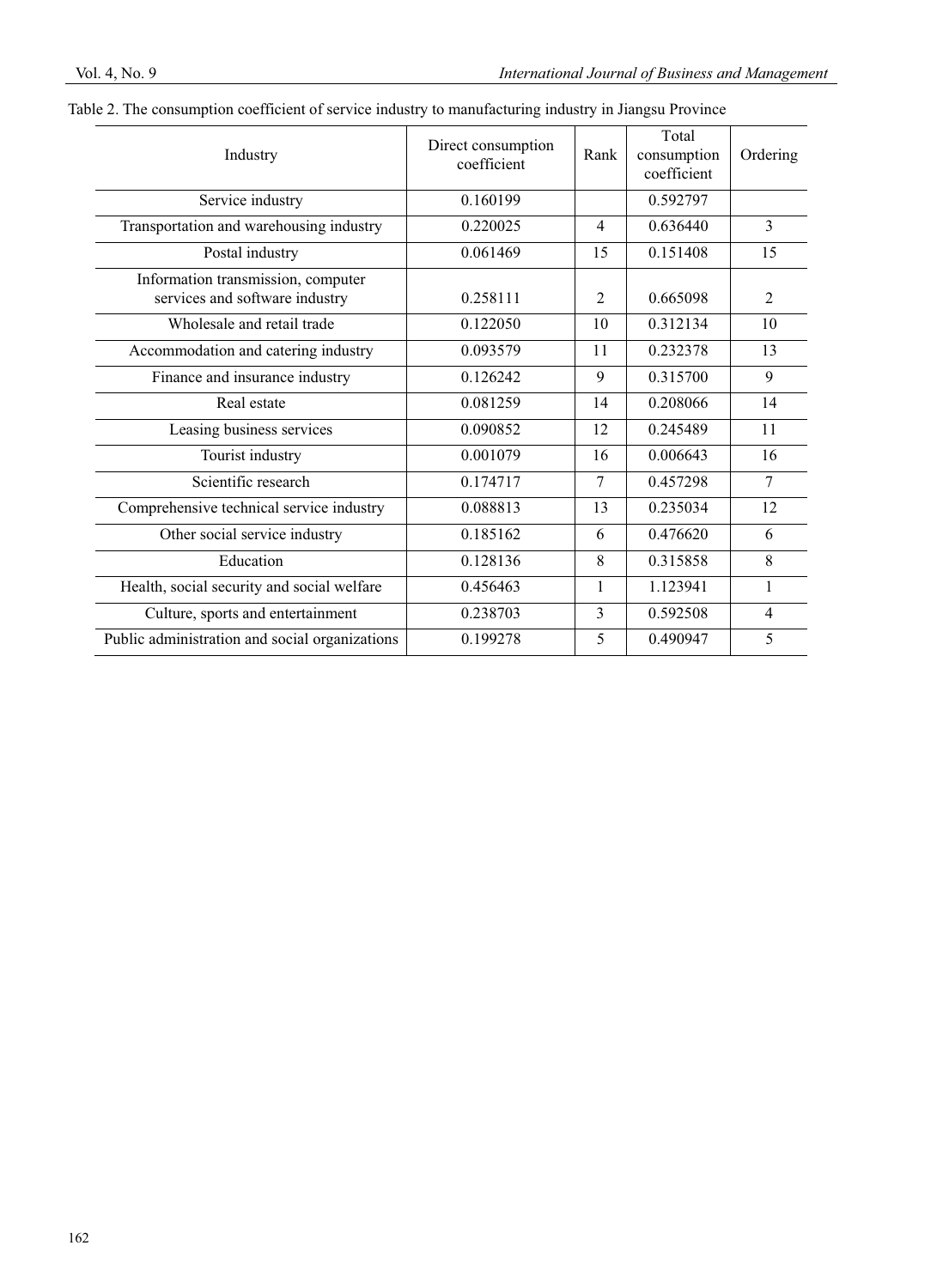Table 2. The consumption coefficient of service industry to manufacturing industry in Jiangsu Province

| Industry | Direct consumption coefficient | Rank | Total consumption coefficient | Ordering |
|---|---|---|---|---|
| Service industry | 0.160199 | | 0.592797 | |
| Transportation and warehousing industry | 0.220025 | 4 | 0.636440 | 3 |
| Postal industry | 0.061469 | 15 | 0.151408 | 15 |
| Information transmission, computer services and software industry | 0.258111 | 2 | 0.665098 | 2 |
| Wholesale and retail trade | 0.122050 | 10 | 0.312134 | 10 |
| Accommodation and catering industry | 0.093579 | 11 | 0.232378 | 13 |
| Finance and insurance industry | 0.126242 | 9 | 0.315700 | 9 |
| Real estate | 0.081259 | 14 | 0.208066 | 14 |
| Leasing business services | 0.090852 | 12 | 0.245489 | 11 |
| Tourist industry | 0.001079 | 16 | 0.006643 | 16 |
| Scientific research | 0.174717 | 7 | 0.457298 | 7 |
| Comprehensive technical service industry | 0.088813 | 13 | 0.235034 | 12 |
| Other social service industry | 0.185162 | 6 | 0.476620 | 6 |
| Education | 0.128136 | 8 | 0.315858 | 8 |
| Health, social security and social welfare | 0.456463 | 1 | 1.123941 | 1 |
| Culture, sports and entertainment | 0.238703 | 3 | 0.592508 | 4 |
| Public administration and social organizations | 0.199278 | 5 | 0.490947 | 5 |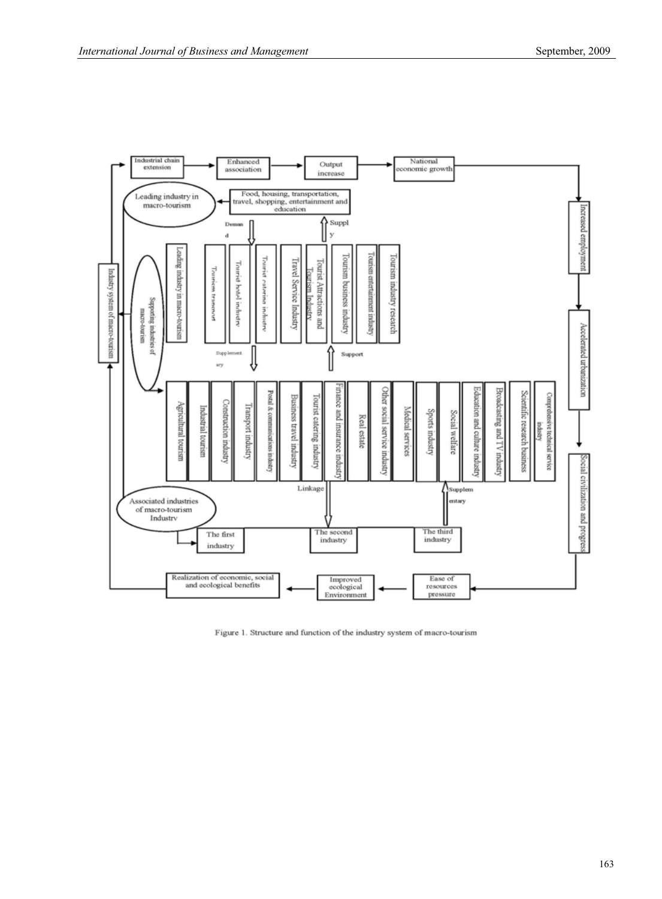Industrial chain extension

Enhanced association

Output increase

National economic growth

Increased employment

Accelerated urbanization

Social civilization and progress

Ease of resources pressure

Improved ecological Environment

Realization of economic, social and ecological benefits

Industry system of macro-tourism

Leading industry in macro-tourism

Food, housing, transportation, travel, shopping, entertainment and education

Demand

Supply

Supporting industries of macro-tourism

Leading industry in macro-tourism

Tourism transport

Tourist hotel industry

Tourist catering industry

Travel Service Industry

Tourist Attractions and Tourism Industry

Tourism business industry

Tourism entertainment industry

Tourism industry research

Supplementary

Support

Agricultural tourism

Industrial tourism

Construction industry

Transport industry

Postal & communications industry

Business travel industry

Tourist catering industry

Finance and insurance industry

Real estate

Other social service industry

Medical services

Sports industry

Social welfare

Education and culture industry

Broadcasting and TV industry

Scientific research business

Comprehensive technical service industry

Linkage

Supplementary

Associated industries of macro-tourism Industry

The first industry

The second industry

The third industry

Figure 1. Structure and function of the industry system of macro-tourism